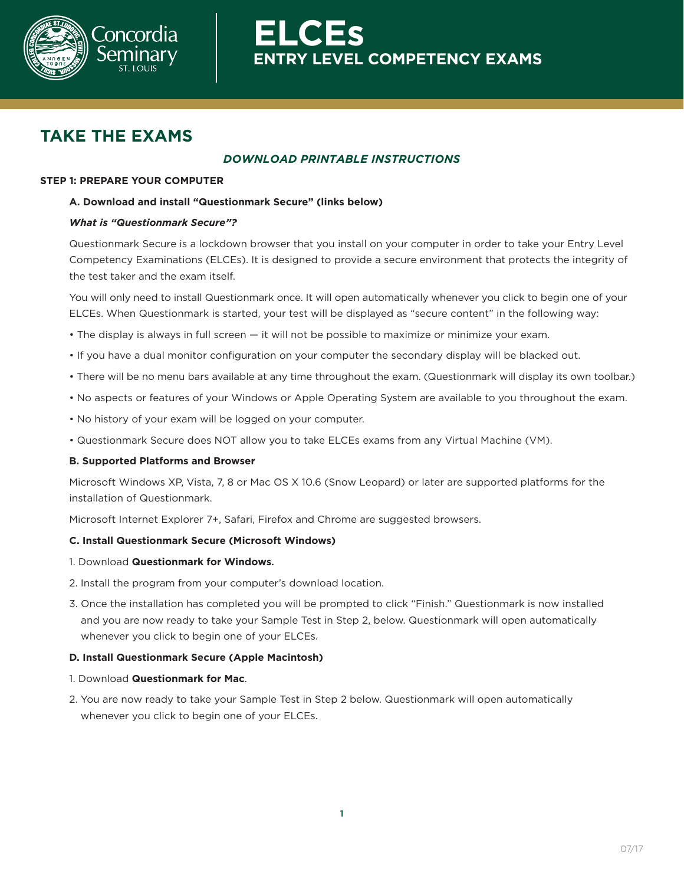# ELCEs

## ENTRY LEVEL COMPETENCY EXAMS

## TAKE THE EXAMS

***DOWNLOAD PRINTABLE INSTRUCTIONS***

**STEP 1: PREPARE YOUR COMPUTER**

**A. Download and install "Questionmark Secure" (links below)**

***What is "Questionmark Secure"?***

Questionmark Secure is a lockdown browser that you install on your computer in order to take your Entry Level Competency Examinations (ELCEs). It is designed to provide a secure environment that protects the integrity of the test taker and the exam itself.

You will only need to install Questionmark once. It will open automatically whenever you click to begin one of your ELCEs. When Questionmark is started, your test will be displayed as "secure content" in the following way:

- The display is always in full screen — it will not be possible to maximize or minimize your exam.
- If you have a dual monitor configuration on your computer the secondary display will be blacked out.
- There will be no menu bars available at any time throughout the exam. (Questionmark will display its own toolbar.)
- No aspects or features of your Windows or Apple Operating System are available to you throughout the exam.
- No history of your exam will be logged on your computer.
- Questionmark Secure does NOT allow you to take ELCEs exams from any Virtual Machine (VM).

**B. Supported Platforms and Browser**

Microsoft Windows XP, Vista, 7, 8 or Mac OS X 10.6 (Snow Leopard) or later are supported platforms for the installation of Questionmark.

Microsoft Internet Explorer 7+, Safari, Firefox and Chrome are suggested browsers.

**C. Install Questionmark Secure (Microsoft Windows)**

1. Download **Questionmark for Windows.**
2. Install the program from your computer's download location.
3. Once the installation has completed you will be prompted to click "Finish." Questionmark is now installed and you are now ready to take your Sample Test in Step 2, below. Questionmark will open automatically whenever you click to begin one of your ELCEs.

**D. Install Questionmark Secure (Apple Macintosh)**

1. Download **Questionmark for Mac**.
2. You are now ready to take your Sample Test in Step 2 below. Questionmark will open automatically whenever you click to begin one of your ELCEs.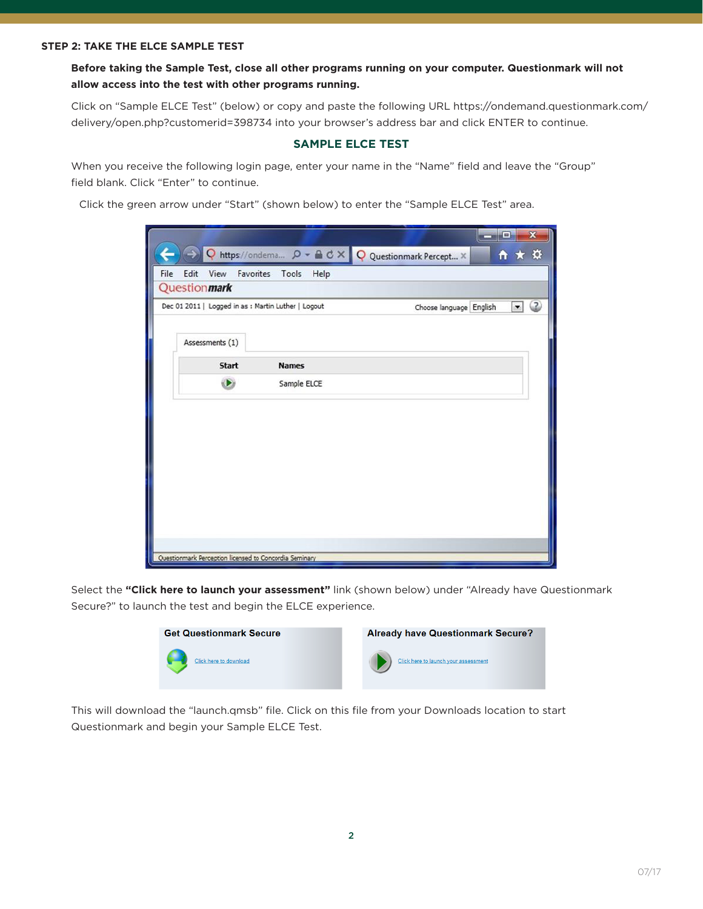## STEP 2: TAKE THE ELCE SAMPLE TEST

**Before taking the Sample Test, close all other programs running on your computer. Questionmark will not allow access into the test with other programs running.**

Click on "Sample ELCE Test" (below) or copy and paste the following URL https://ondemand.questionmark.com/delivery/open.php?customerid=398734 into your browser's address bar and click ENTER to continue.

### SAMPLE ELCE TEST

When you receive the following login page, enter your name in the "Name" field and leave the "Group" field blank. Click "Enter" to continue.

Click the green arrow under "Start" (shown below) to enter the "Sample ELCE Test" area.

Select the **"Click here to launch your assessment"** link (shown below) under "Already have Questionmark Secure?" to launch the test and begin the ELCE experience.

This will download the "launch.qmsb" file. Click on this file from your Downloads location to start Questionmark and begin your Sample ELCE Test.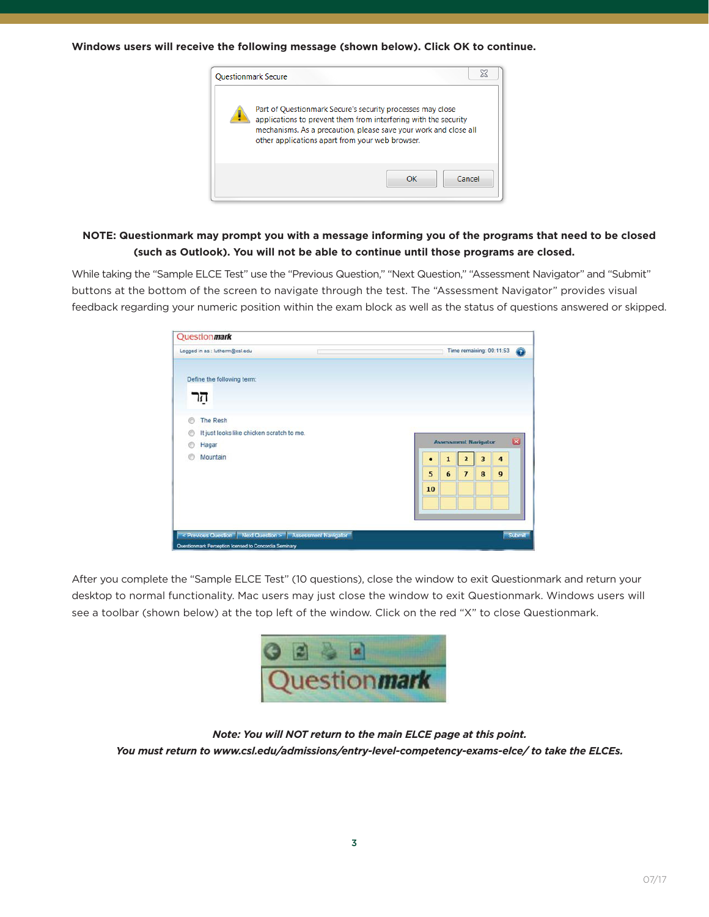**Windows users will receive the following message (shown below). Click OK to continue.**

**NOTE: Questionmark may prompt you with a message informing you of the programs that need to be closed (such as Outlook). You will not be able to continue until those programs are closed.**

While taking the "Sample ELCE Test" use the "Previous Question," "Next Question," "Assessment Navigator" and "Submit" buttons at the bottom of the screen to navigate through the test. The "Assessment Navigator" provides visual feedback regarding your numeric position within the exam block as well as the status of questions answered or skipped.

After you complete the "Sample ELCE Test" (10 questions), close the window to exit Questionmark and return your desktop to normal functionality. Mac users may just close the window to exit Questionmark. Windows users will see a toolbar (shown below) at the top left of the window. Click on the red "X" to close Questionmark.

***Note: You will NOT return to the main ELCE page at this point.***
***You must return to www.csl.edu/admissions/entry-level-competency-exams-elce/ to take the ELCEs.***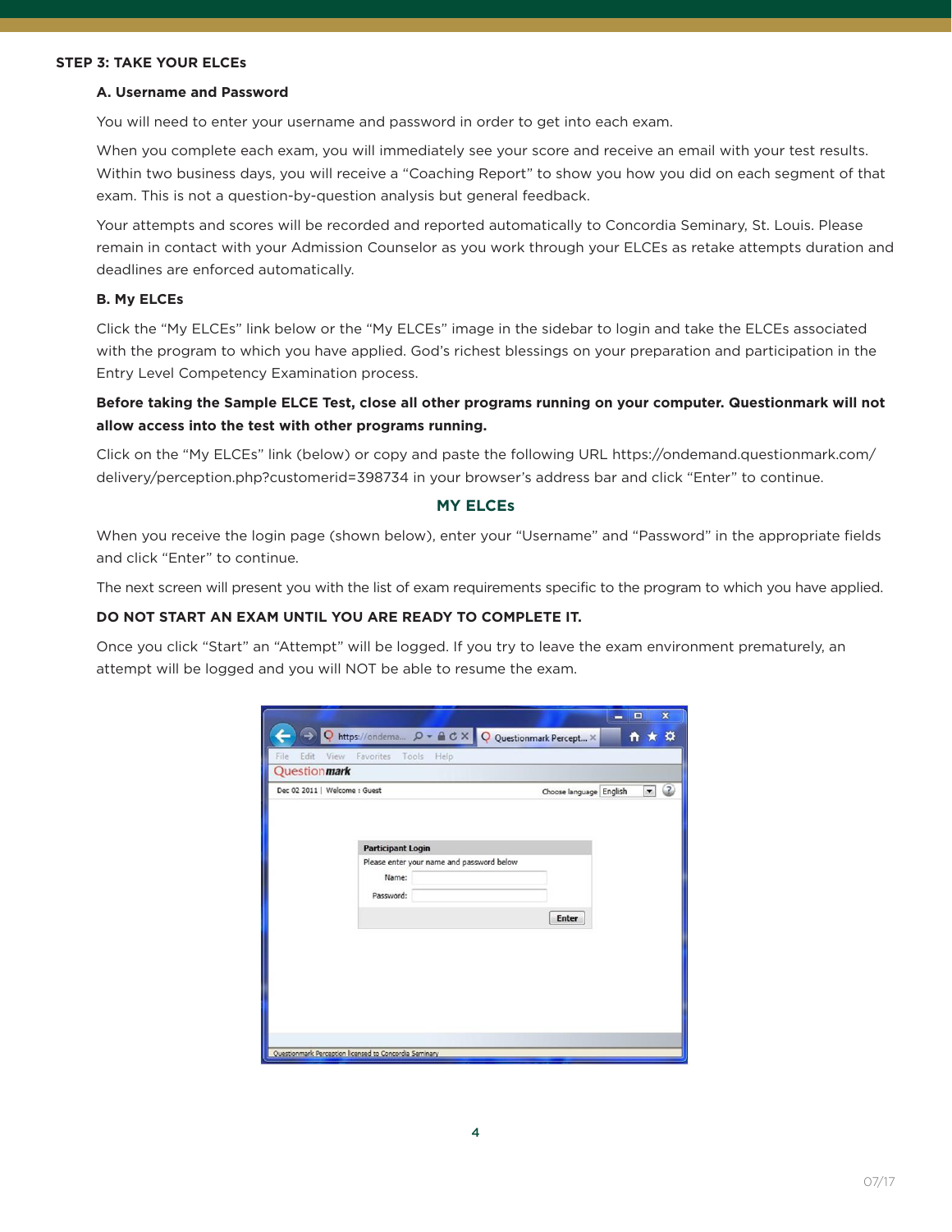## STEP 3: TAKE YOUR ELCEs

### A. Username and Password

You will need to enter your username and password in order to get into each exam.

When you complete each exam, you will immediately see your score and receive an email with your test results. Within two business days, you will receive a "Coaching Report" to show you how you did on each segment of that exam. This is not a question-by-question analysis but general feedback.

Your attempts and scores will be recorded and reported automatically to Concordia Seminary, St. Louis. Please remain in contact with your Admission Counselor as you work through your ELCEs as retake attempts duration and deadlines are enforced automatically.

### B. My ELCEs

Click the "My ELCEs" link below or the "My ELCEs" image in the sidebar to login and take the ELCEs associated with the program to which you have applied. God's richest blessings on your preparation and participation in the Entry Level Competency Examination process.

**Before taking the Sample ELCE Test, close all other programs running on your computer. Questionmark will not allow access into the test with other programs running.**

Click on the "My ELCEs" link (below) or copy and paste the following URL https://ondemand.questionmark.com/delivery/perception.php?customerid=398734 in your browser's address bar and click "Enter" to continue.

**MY ELCEs**

When you receive the login page (shown below), enter your "Username" and "Password" in the appropriate fields and click "Enter" to continue.

The next screen will present you with the list of exam requirements specific to the program to which you have applied.

**DO NOT START AN EXAM UNTIL YOU ARE READY TO COMPLETE IT.**

Once you click "Start" an "Attempt" will be logged. If you try to leave the exam environment prematurely, an attempt will be logged and you will NOT be able to resume the exam.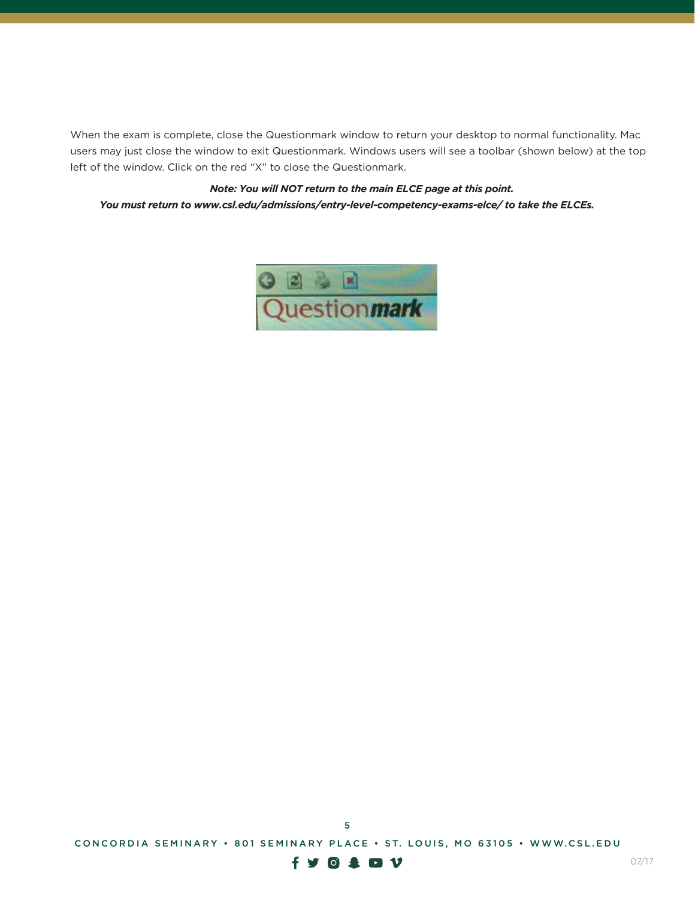When the exam is complete, close the Questionmark window to return your desktop to normal functionality. Mac users may just close the window to exit Questionmark. Windows users will see a toolbar (shown below) at the top left of the window. Click on the red "X" to close the Questionmark.

***Note: You will NOT return to the main ELCE page at this point.***
***You must return to www.csl.edu/admissions/entry-level-competency-exams-elce/ to take the ELCEs.***